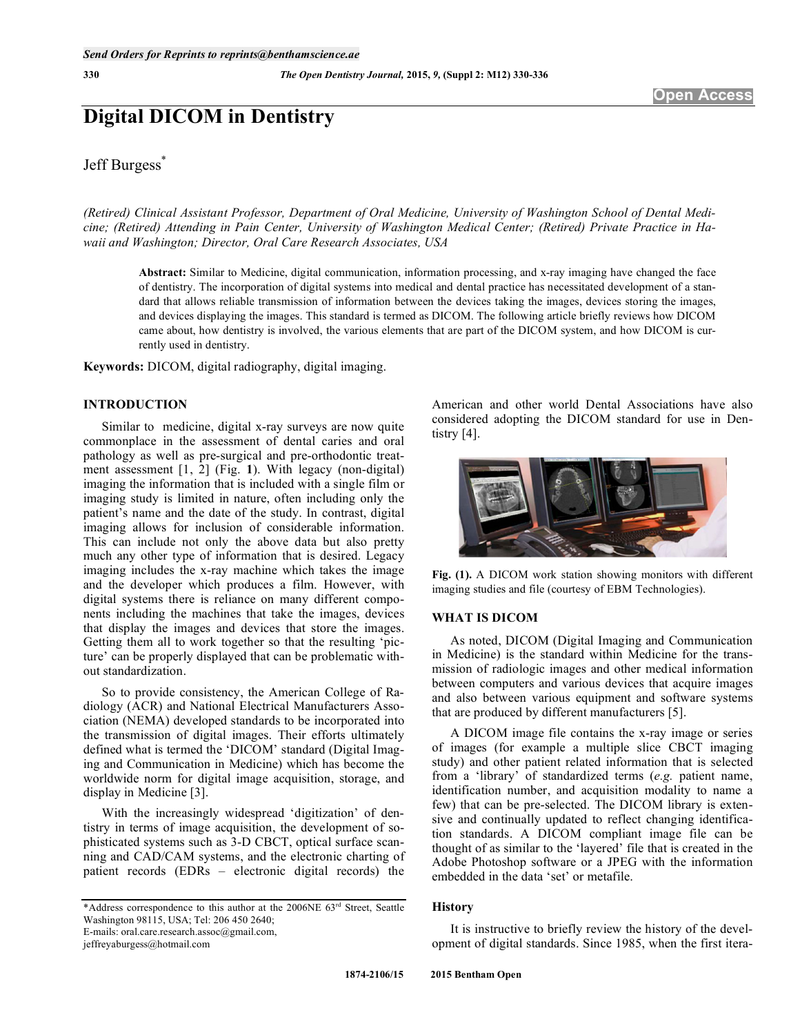# Digital DICOM in Dentistry

Jeff Burgess*

*(Retired) Clinical Assistant Professor, Department of Oral Medicine, University of Washington School of Dental Medicine; (Retired) Attending in Pain Center, University of Washington Medical Center; (Retired) Private Practice in Hawaii and Washington; Director, Oral Care Research Associates, USA*

**Abstract:** Similar to Medicine, digital communication, information processing, and x-ray imaging have changed the face of dentistry. The incorporation of digital systems into medical and dental practice has necessitated development of a standard that allows reliable transmission of information between the devices taking the images, devices storing the images, and devices displaying the images. This standard is termed as DICOM. The following article briefly reviews how DICOM came about, how dentistry is involved, the various elements that are part of the DICOM system, and how DICOM is currently used in dentistry.

**Keywords:** DICOM, digital radiography, digital imaging.

## INTRODUCTION

Similar to medicine, digital x-ray surveys are now quite commonplace in the assessment of dental caries and oral pathology as well as pre-surgical and pre-orthodontic treatment assessment [1, 2] (Fig. **1**). With legacy (non-digital) imaging the information that is included with a single film or imaging study is limited in nature, often including only the patient's name and the date of the study. In contrast, digital imaging allows for inclusion of considerable information. This can include not only the above data but also pretty much any other type of information that is desired. Legacy imaging includes the x-ray machine which takes the image and the developer which produces a film. However, with digital systems there is reliance on many different components including the machines that take the images, devices that display the images and devices that store the images. Getting them all to work together so that the resulting 'picture' can be properly displayed that can be problematic without standardization.

So to provide consistency, the American College of Radiology (ACR) and National Electrical Manufacturers Association (NEMA) developed standards to be incorporated into the transmission of digital images. Their efforts ultimately defined what is termed the 'DICOM' standard (Digital Imaging and Communication in Medicine) which has become the worldwide norm for digital image acquisition, storage, and display in Medicine [3].

With the increasingly widespread 'digitization' of dentistry in terms of image acquisition, the development of sophisticated systems such as 3-D CBCT, optical surface scanning and CAD/CAM systems, and the electronic charting of patient records (EDRs – electronic digital records) the American and other world Dental Associations have also considered adopting the DICOM standard for use in Dentistry [4].

**Fig. (1).** A DICOM work station showing monitors with different imaging studies and file (courtesy of EBM Technologies).

## WHAT IS DICOM

As noted, DICOM (Digital Imaging and Communication in Medicine) is the standard within Medicine for the transmission of radiologic images and other medical information between computers and various devices that acquire images and also between various equipment and software systems that are produced by different manufacturers [5].

A DICOM image file contains the x-ray image or series of images (for example a multiple slice CBCT imaging study) and other patient related information that is selected from a 'library' of standardized terms (*e.g.* patient name, identification number, and acquisition modality to name a few) that can be pre-selected. The DICOM library is extensive and continually updated to reflect changing identification standards. A DICOM compliant image file can be thought of as similar to the 'layered' file that is created in the Adobe Photoshop software or a JPEG with the information embedded in the data 'set' or metafile.

### History

It is instructive to briefly review the history of the development of digital standards. Since 1985, when the first itera-

*Address correspondence to this author at the 2006NE 63rd Street, Seattle Washington 98115, USA; Tel: 206 450 2640;
E-mails: oral.care.research.assoc@gmail.com, jeffreyaburgess@hotmail.com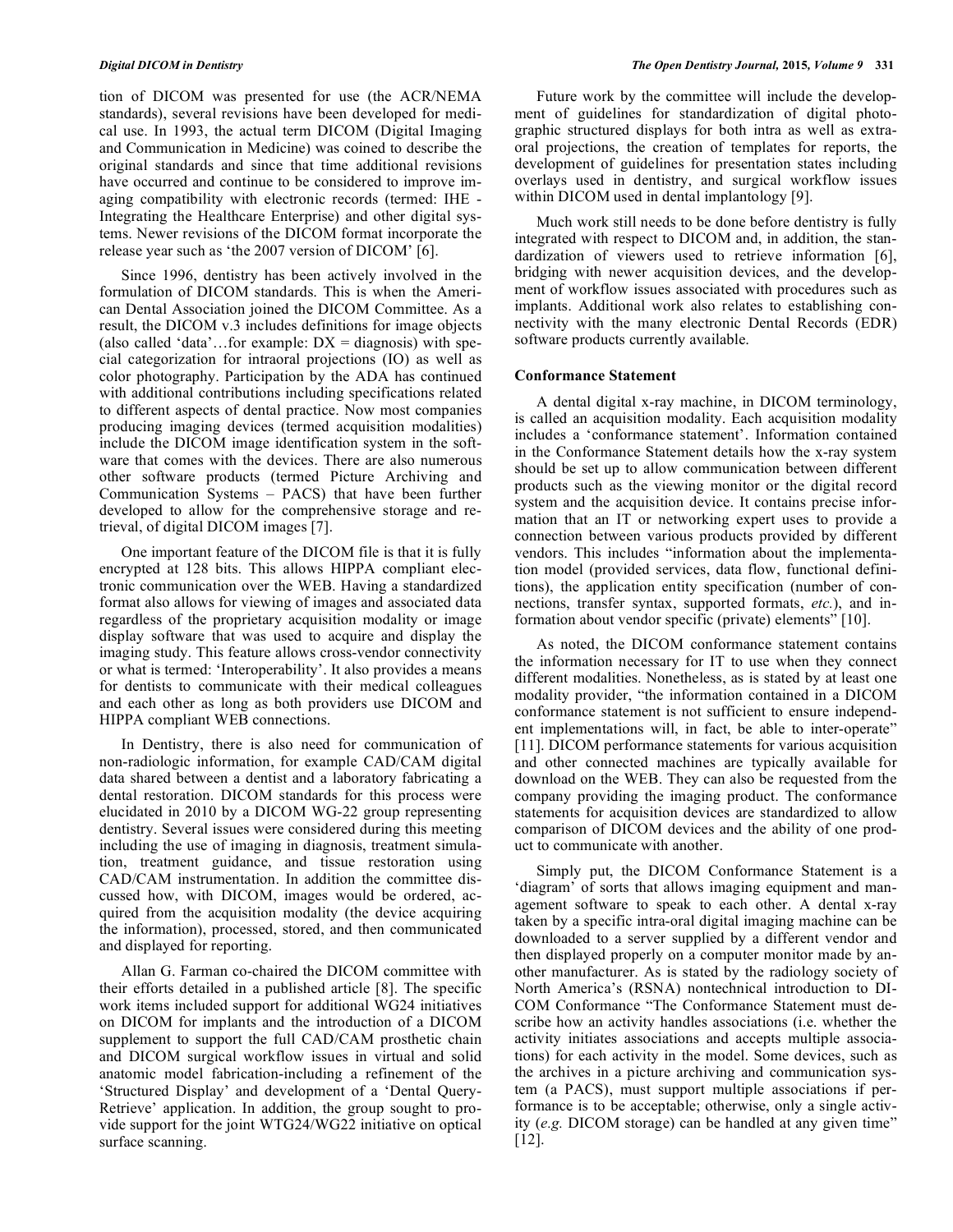tion of DICOM was presented for use (the ACR/NEMA standards), several revisions have been developed for medical use. In 1993, the actual term DICOM (Digital Imaging and Communication in Medicine) was coined to describe the original standards and since that time additional revisions have occurred and continue to be considered to improve imaging compatibility with electronic records (termed: IHE - Integrating the Healthcare Enterprise) and other digital systems. Newer revisions of the DICOM format incorporate the release year such as 'the 2007 version of DICOM' [6].

Since 1996, dentistry has been actively involved in the formulation of DICOM standards. This is when the American Dental Association joined the DICOM Committee. As a result, the DICOM v.3 includes definitions for image objects (also called 'data'…for example: DX = diagnosis) with special categorization for intraoral projections (IO) as well as color photography. Participation by the ADA has continued with additional contributions including specifications related to different aspects of dental practice. Now most companies producing imaging devices (termed acquisition modalities) include the DICOM image identification system in the software that comes with the devices. There are also numerous other software products (termed Picture Archiving and Communication Systems – PACS) that have been further developed to allow for the comprehensive storage and retrieval, of digital DICOM images [7].

One important feature of the DICOM file is that it is fully encrypted at 128 bits. This allows HIPPA compliant electronic communication over the WEB. Having a standardized format also allows for viewing of images and associated data regardless of the proprietary acquisition modality or image display software that was used to acquire and display the imaging study. This feature allows cross-vendor connectivity or what is termed: 'Interoperability'. It also provides a means for dentists to communicate with their medical colleagues and each other as long as both providers use DICOM and HIPPA compliant WEB connections.

In Dentistry, there is also need for communication of non-radiologic information, for example CAD/CAM digital data shared between a dentist and a laboratory fabricating a dental restoration. DICOM standards for this process were elucidated in 2010 by a DICOM WG-22 group representing dentistry. Several issues were considered during this meeting including the use of imaging in diagnosis, treatment simulation, treatment guidance, and tissue restoration using CAD/CAM instrumentation. In addition the committee discussed how, with DICOM, images would be ordered, acquired from the acquisition modality (the device acquiring the information), processed, stored, and then communicated and displayed for reporting.

Allan G. Farman co-chaired the DICOM committee with their efforts detailed in a published article [8]. The specific work items included support for additional WG24 initiatives on DICOM for implants and the introduction of a DICOM supplement to support the full CAD/CAM prosthetic chain and DICOM surgical workflow issues in virtual and solid anatomic model fabrication-including a refinement of the 'Structured Display' and development of a 'Dental Query-Retrieve' application. In addition, the group sought to provide support for the joint WTG24/WG22 initiative on optical surface scanning.

Future work by the committee will include the development of guidelines for standardization of digital photographic structured displays for both intra as well as extra-oral projections, the creation of templates for reports, the development of guidelines for presentation states including overlays used in dentistry, and surgical workflow issues within DICOM used in dental implantology [9].

Much work still needs to be done before dentistry is fully integrated with respect to DICOM and, in addition, the standardization of viewers used to retrieve information [6], bridging with newer acquisition devices, and the development of workflow issues associated with procedures such as implants. Additional work also relates to establishing connectivity with the many electronic Dental Records (EDR) software products currently available.

**Conformance Statement**

A dental digital x-ray machine, in DICOM terminology, is called an acquisition modality. Each acquisition modality includes a 'conformance statement'. Information contained in the Conformance Statement details how the x-ray system should be set up to allow communication between different products such as the viewing monitor or the digital record system and the acquisition device. It contains precise information that an IT or networking expert uses to provide a connection between various products provided by different vendors. This includes "information about the implementation model (provided services, data flow, functional definitions), the application entity specification (number of connections, transfer syntax, supported formats, *etc.*), and information about vendor specific (private) elements" [10].

As noted, the DICOM conformance statement contains the information necessary for IT to use when they connect different modalities. Nonetheless, as is stated by at least one modality provider, "the information contained in a DICOM conformance statement is not sufficient to ensure independent implementations will, in fact, be able to inter-operate" [11]. DICOM performance statements for various acquisition and other connected machines are typically available for download on the WEB. They can also be requested from the company providing the imaging product. The conformance statements for acquisition devices are standardized to allow comparison of DICOM devices and the ability of one product to communicate with another.

Simply put, the DICOM Conformance Statement is a 'diagram' of sorts that allows imaging equipment and management software to speak to each other. A dental x-ray taken by a specific intra-oral digital imaging machine can be downloaded to a server supplied by a different vendor and then displayed properly on a computer monitor made by another manufacturer. As is stated by the radiology society of North America's (RSNA) nontechnical introduction to DICOM Conformance "The Conformance Statement must describe how an activity handles associations (i.e. whether the activity initiates associations and accepts multiple associations) for each activity in the model. Some devices, such as the archives in a picture archiving and communication system (a PACS), must support multiple associations if performance is to be acceptable; otherwise, only a single activity (*e.g.* DICOM storage) can be handled at any given time" [12].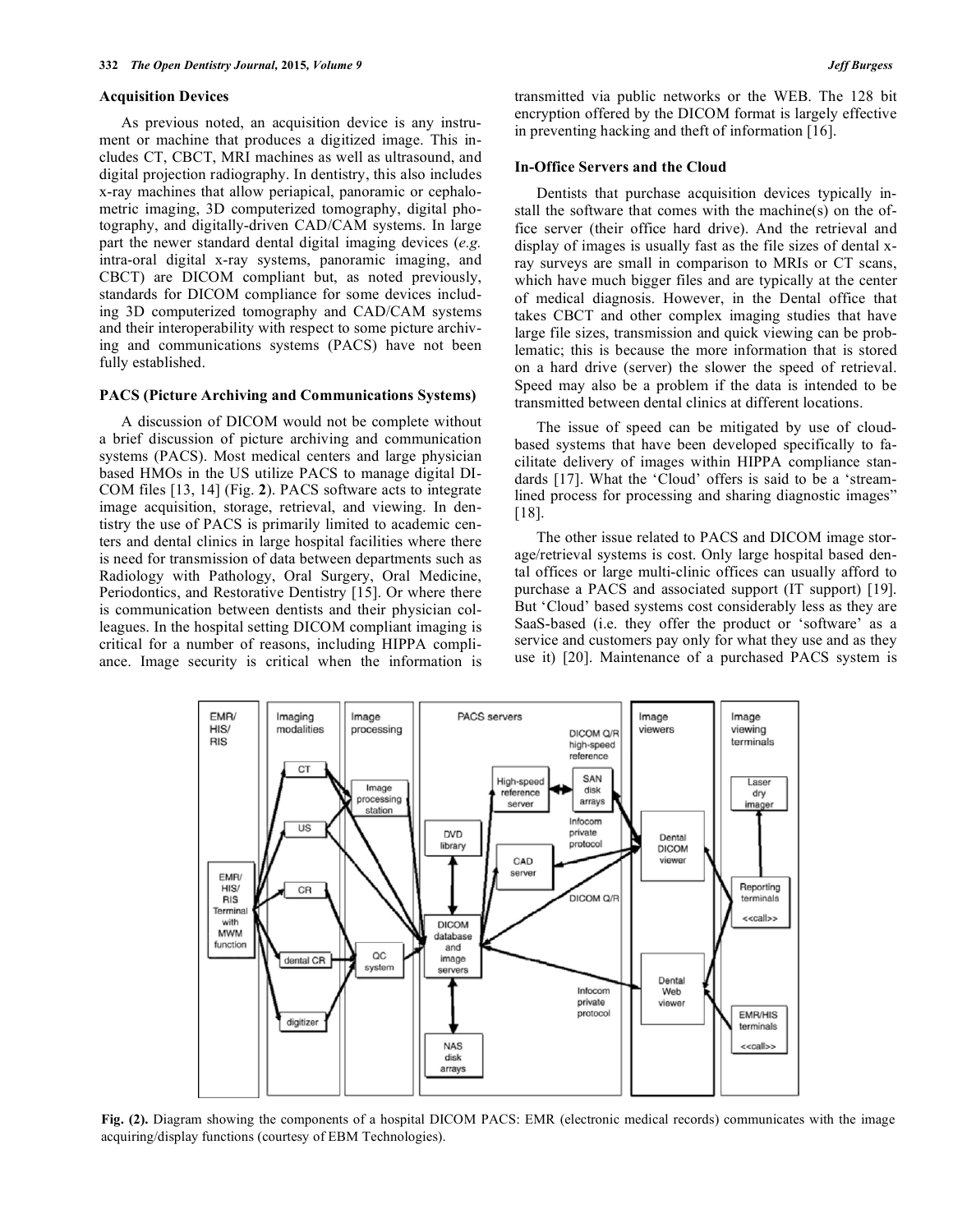### Acquisition Devices

As previous noted, an acquisition device is any instrument or machine that produces a digitized image. This includes CT, CBCT, MRI machines as well as ultrasound, and digital projection radiography. In dentistry, this also includes x-ray machines that allow periapical, panoramic or cephalometric imaging, 3D computerized tomography, digital photography, and digitally-driven CAD/CAM systems. In large part the newer standard dental digital imaging devices (*e.g.* intra-oral digital x-ray systems, panoramic imaging, and CBCT) are DICOM compliant but, as noted previously, standards for DICOM compliance for some devices including 3D computerized tomography and CAD/CAM systems and their interoperability with respect to some picture archiving and communications systems (PACS) have not been fully established.

### PACS (Picture Archiving and Communications Systems)

A discussion of DICOM would not be complete without a brief discussion of picture archiving and communication systems (PACS). Most medical centers and large physician based HMOs in the US utilize PACS to manage digital DICOM files [13, 14] (Fig. **2**). PACS software acts to integrate image acquisition, storage, retrieval, and viewing. In dentistry the use of PACS is primarily limited to academic centers and dental clinics in large hospital facilities where there is need for transmission of data between departments such as Radiology with Pathology, Oral Surgery, Oral Medicine, Periodontics, and Restorative Dentistry [15]. Or where there is communication between dentists and their physician colleagues. In the hospital setting DICOM compliant imaging is critical for a number of reasons, including HIPPA compliance. Image security is critical when the information is transmitted via public networks or the WEB. The 128 bit encryption offered by the DICOM format is largely effective in preventing hacking and theft of information [16].

### In-Office Servers and the Cloud

Dentists that purchase acquisition devices typically install the software that comes with the machine(s) on the office server (their office hard drive). And the retrieval and display of images is usually fast as the file sizes of dental x-ray surveys are small in comparison to MRIs or CT scans, which have much bigger files and are typically at the center of medical diagnosis. However, in the Dental office that takes CBCT and other complex imaging studies that have large file sizes, transmission and quick viewing can be problematic; this is because the more information that is stored on a hard drive (server) the slower the speed of retrieval. Speed may also be a problem if the data is intended to be transmitted between dental clinics at different locations.

The issue of speed can be mitigated by use of cloud-based systems that have been developed specifically to facilitate delivery of images within HIPPA compliance standards [17]. What the 'Cloud' offers is said to be a 'streamlined process for processing and sharing diagnostic images" [18].

The other issue related to PACS and DICOM image storage/retrieval systems is cost. Only large hospital based dental offices or large multi-clinic offices can usually afford to purchase a PACS and associated support (IT support) [19]. But 'Cloud' based systems cost considerably less as they are SaaS-based (i.e. they offer the product or 'software' as a service and customers pay only for what they use and as they use it) [20]. Maintenance of a purchased PACS system is

**Fig. (2).** Diagram showing the components of a hospital DICOM PACS: EMR (electronic medical records) communicates with the image acquiring/display functions (courtesy of EBM Technologies).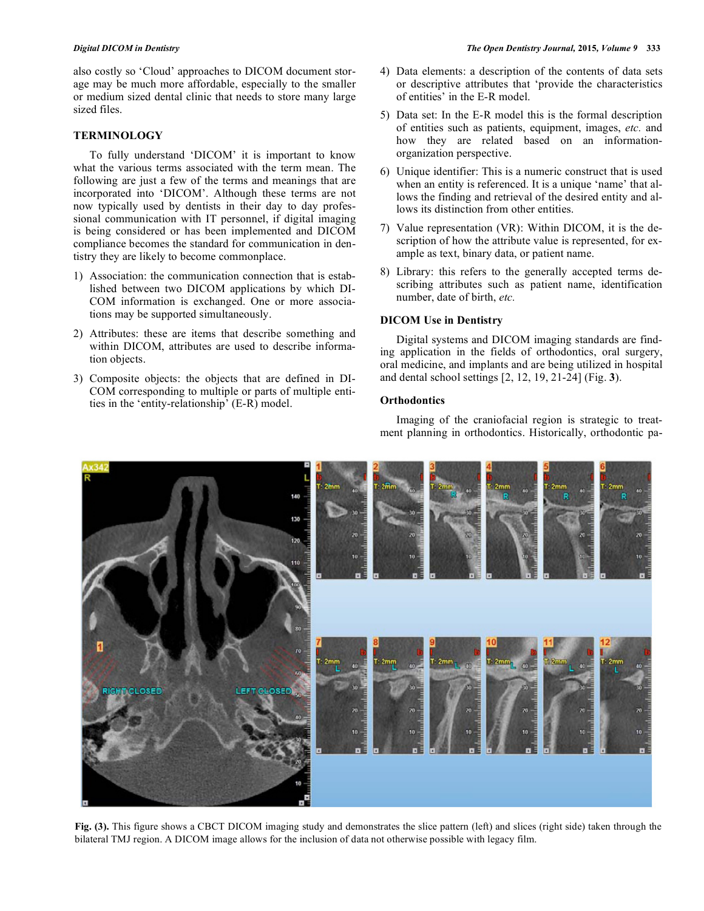also costly so 'Cloud' approaches to DICOM document storage may be much more affordable, especially to the smaller or medium sized dental clinic that needs to store many large sized files.

## TERMINOLOGY

To fully understand 'DICOM' it is important to know what the various terms associated with the term mean. The following are just a few of the terms and meanings that are incorporated into 'DICOM'. Although these terms are not now typically used by dentists in their day to day professional communication with IT personnel, if digital imaging is being considered or has been implemented and DICOM compliance becomes the standard for communication in dentistry they are likely to become commonplace.

1) Association: the communication connection that is established between two DICOM applications by which DICOM information is exchanged. One or more associations may be supported simultaneously.
2) Attributes: these are items that describe something and within DICOM, attributes are used to describe information objects.
3) Composite objects: the objects that are defined in DICOM corresponding to multiple or parts of multiple entities in the 'entity-relationship' (E-R) model.
4) Data elements: a description of the contents of data sets or descriptive attributes that 'provide the characteristics of entities' in the E-R model.
5) Data set: In the E-R model this is the formal description of entities such as patients, equipment, images, *etc.* and how they are related based on an information-organization perspective.
6) Unique identifier: This is a numeric construct that is used when an entity is referenced. It is a unique 'name' that allows the finding and retrieval of the desired entity and allows its distinction from other entities.
7) Value representation (VR): Within DICOM, it is the description of how the attribute value is represented, for example as text, binary data, or patient name.
8) Library: this refers to the generally accepted terms describing attributes such as patient name, identification number, date of birth, *etc.*

### DICOM Use in Dentistry

Digital systems and DICOM imaging standards are finding application in the fields of orthodontics, oral surgery, oral medicine, and implants and are being utilized in hospital and dental school settings [2, 12, 19, 21-24] (Fig. **3**).

### Orthodontics

Imaging of the craniofacial region is strategic to treatment planning in orthodontics. Historically, orthodontic pa-

**Fig. (3).** This figure shows a CBCT DICOM imaging study and demonstrates the slice pattern (left) and slices (right side) taken through the bilateral TMJ region. A DICOM image allows for the inclusion of data not otherwise possible with legacy film.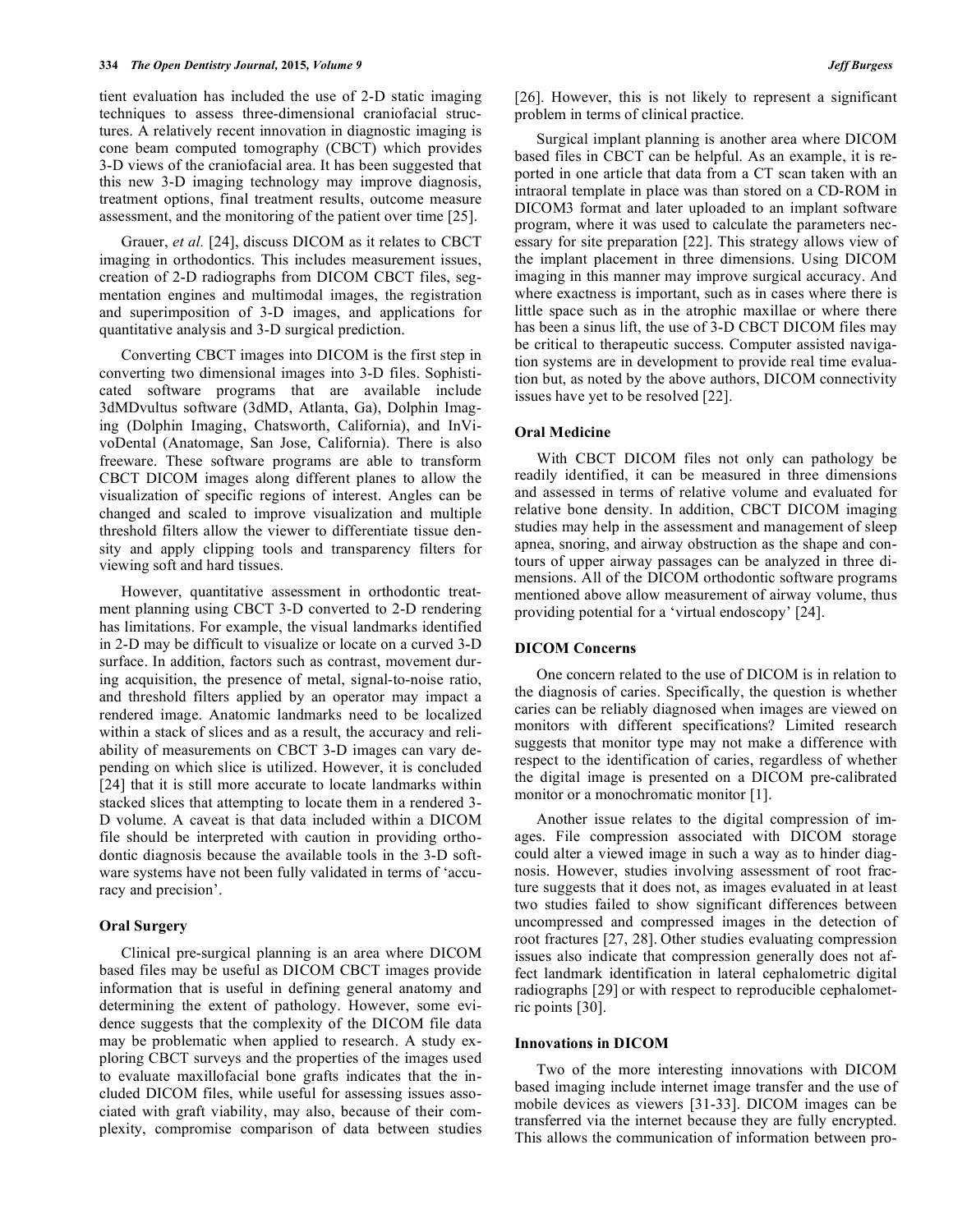tient evaluation has included the use of 2-D static imaging techniques to assess three-dimensional craniofacial structures. A relatively recent innovation in diagnostic imaging is cone beam computed tomography (CBCT) which provides 3-D views of the craniofacial area. It has been suggested that this new 3-D imaging technology may improve diagnosis, treatment options, final treatment results, outcome measure assessment, and the monitoring of the patient over time [25].

Grauer, *et al.* [24], discuss DICOM as it relates to CBCT imaging in orthodontics. This includes measurement issues, creation of 2-D radiographs from DICOM CBCT files, segmentation engines and multimodal images, the registration and superimposition of 3-D images, and applications for quantitative analysis and 3-D surgical prediction.

Converting CBCT images into DICOM is the first step in converting two dimensional images into 3-D files. Sophisticated software programs that are available include 3dMDvultus software (3dMD, Atlanta, Ga), Dolphin Imaging (Dolphin Imaging, Chatsworth, California), and InVivoDental (Anatomage, San Jose, California). There is also freeware. These software programs are able to transform CBCT DICOM images along different planes to allow the visualization of specific regions of interest. Angles can be changed and scaled to improve visualization and multiple threshold filters allow the viewer to differentiate tissue density and apply clipping tools and transparency filters for viewing soft and hard tissues.

However, quantitative assessment in orthodontic treatment planning using CBCT 3-D converted to 2-D rendering has limitations. For example, the visual landmarks identified in 2-D may be difficult to visualize or locate on a curved 3-D surface. In addition, factors such as contrast, movement during acquisition, the presence of metal, signal-to-noise ratio, and threshold filters applied by an operator may impact a rendered image. Anatomic landmarks need to be localized within a stack of slices and as a result, the accuracy and reliability of measurements on CBCT 3-D images can vary depending on which slice is utilized. However, it is concluded [24] that it is still more accurate to locate landmarks within stacked slices that attempting to locate them in a rendered 3-D volume. A caveat is that data included within a DICOM file should be interpreted with caution in providing orthodontic diagnosis because the available tools in the 3-D software systems have not been fully validated in terms of 'accuracy and precision'.

### Oral Surgery

Clinical pre-surgical planning is an area where DICOM based files may be useful as DICOM CBCT images provide information that is useful in defining general anatomy and determining the extent of pathology. However, some evidence suggests that the complexity of the DICOM file data may be problematic when applied to research. A study exploring CBCT surveys and the properties of the images used to evaluate maxillofacial bone grafts indicates that the included DICOM files, while useful for assessing issues associated with graft viability, may also, because of their complexity, compromise comparison of data between studies [26]. However, this is not likely to represent a significant problem in terms of clinical practice.

Surgical implant planning is another area where DICOM based files in CBCT can be helpful. As an example, it is reported in one article that data from a CT scan taken with an intraoral template in place was than stored on a CD-ROM in DICOM3 format and later uploaded to an implant software program, where it was used to calculate the parameters necessary for site preparation [22]. This strategy allows view of the implant placement in three dimensions. Using DICOM imaging in this manner may improve surgical accuracy. And where exactness is important, such as in cases where there is little space such as in the atrophic maxillae or where there has been a sinus lift, the use of 3-D CBCT DICOM files may be critical to therapeutic success. Computer assisted navigation systems are in development to provide real time evaluation but, as noted by the above authors, DICOM connectivity issues have yet to be resolved [22].

### Oral Medicine

With CBCT DICOM files not only can pathology be readily identified, it can be measured in three dimensions and assessed in terms of relative volume and evaluated for relative bone density. In addition, CBCT DICOM imaging studies may help in the assessment and management of sleep apnea, snoring, and airway obstruction as the shape and contours of upper airway passages can be analyzed in three dimensions. All of the DICOM orthodontic software programs mentioned above allow measurement of airway volume, thus providing potential for a 'virtual endoscopy' [24].

### DICOM Concerns

One concern related to the use of DICOM is in relation to the diagnosis of caries. Specifically, the question is whether caries can be reliably diagnosed when images are viewed on monitors with different specifications? Limited research suggests that monitor type may not make a difference with respect to the identification of caries, regardless of whether the digital image is presented on a DICOM pre-calibrated monitor or a monochromatic monitor [1].

Another issue relates to the digital compression of images. File compression associated with DICOM storage could alter a viewed image in such a way as to hinder diagnosis. However, studies involving assessment of root fracture suggests that it does not, as images evaluated in at least two studies failed to show significant differences between uncompressed and compressed images in the detection of root fractures [27, 28]. Other studies evaluating compression issues also indicate that compression generally does not affect landmark identification in lateral cephalometric digital radiographs [29] or with respect to reproducible cephalometric points [30].

### Innovations in DICOM

Two of the more interesting innovations with DICOM based imaging include internet image transfer and the use of mobile devices as viewers [31-33]. DICOM images can be transferred via the internet because they are fully encrypted. This allows the communication of information between pro-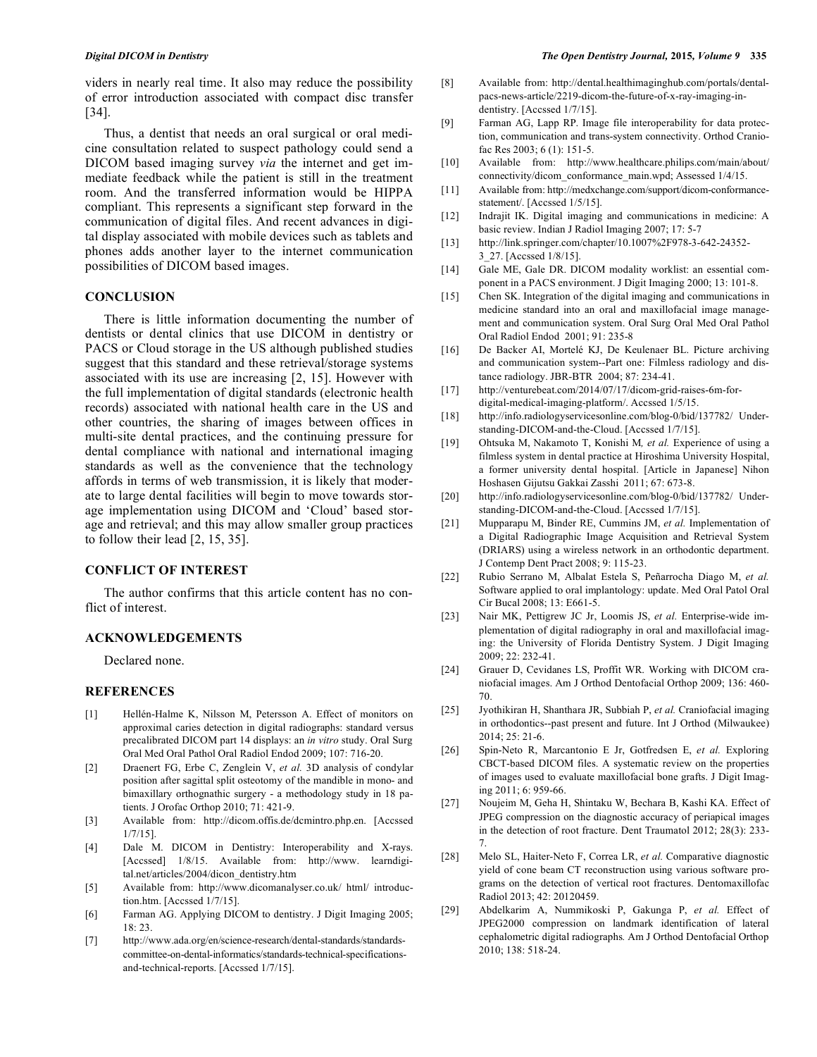viders in nearly real time. It also may reduce the possibility of error introduction associated with compact disc transfer [34].

Thus, a dentist that needs an oral surgical or oral medicine consultation related to suspect pathology could send a DICOM based imaging survey *via* the internet and get immediate feedback while the patient is still in the treatment room. And the transferred information would be HIPPA compliant. This represents a significant step forward in the communication of digital files. And recent advances in digital display associated with mobile devices such as tablets and phones adds another layer to the internet communication possibilities of DICOM based images.

## CONCLUSION

There is little information documenting the number of dentists or dental clinics that use DICOM in dentistry or PACS or Cloud storage in the US although published studies suggest that this standard and these retrieval/storage systems associated with its use are increasing [2, 15]. However with the full implementation of digital standards (electronic health records) associated with national health care in the US and other countries, the sharing of images between offices in multi-site dental practices, and the continuing pressure for dental compliance with national and international imaging standards as well as the convenience that the technology affords in terms of web transmission, it is likely that moderate to large dental facilities will begin to move towards storage implementation using DICOM and 'Cloud' based storage and retrieval; and this may allow smaller group practices to follow their lead [2, 15, 35].

## CONFLICT OF INTEREST

The author confirms that this article content has no conflict of interest.

## ACKNOWLEDGEMENTS

Declared none.

## REFERENCES

[1] Hellén-Halme K, Nilsson M, Petersson A. Effect of monitors on approximal caries detection in digital radiographs: standard versus precalibrated DICOM part 14 displays: an *in vitro* study. Oral Surg Oral Med Oral Pathol Oral Radiol Endod 2009; 107: 716-20.

[2] Draenert FG, Erbe C, Zenglein V, *et al.* 3D analysis of condylar position after sagittal split osteotomy of the mandible in mono- and bimaxillary orthognathic surgery - a methodology study in 18 patients. J Orofac Orthop 2010; 71: 421-9.

[3] Available from: http://dicom.offis.de/dcmintro.php.en. [Accssed 1/7/15].

[4] Dale M. DICOM in Dentistry: Interoperability and X-rays. [Accssed] 1/8/15. Available from: http://www. learndigital.net/articles/2004/dicon_dentistry.htm

[5] Available from: http://www.dicomanalyser.co.uk/ html/ introduction.htm. [Accssed 1/7/15].

[6] Farman AG. Applying DICOM to dentistry. J Digit Imaging 2005; 18: 23.

[7] http://www.ada.org/en/science-research/dental-standards/standards-committee-on-dental-informatics/standards-technical-specifications-and-technical-reports. [Accssed 1/7/15].

[8] Available from: http://dental.healthimaginghub.com/portals/dental-pacs-news-article/2219-dicom-the-future-of-x-ray-imaging-in-dentistry. [Accssed 1/7/15].

[9] Farman AG, Lapp RP. Image file interoperability for data protection, communication and trans-system connectivity. Orthod Craniofac Res 2003; 6 (1): 151-5.

[10] Available from: http://www.healthcare.philips.com/main/about/connectivity/dicom_conformance_main.wpd; Assessed 1/4/15.

[11] Available from: http://medxchange.com/support/dicom-conformance-statement/. [Accssed 1/5/15].

[12] Indrajit IK. Digital imaging and communications in medicine: A basic review. Indian J Radiol Imaging 2007; 17: 5-7

[13] http://link.springer.com/chapter/10.1007%2F978-3-642-24352-3_27. [Accssed 1/8/15].

[14] Gale ME, Gale DR. DICOM modality worklist: an essential component in a PACS environment. J Digit Imaging 2000; 13: 101-8.

[15] Chen SK. Integration of the digital imaging and communications in medicine standard into an oral and maxillofacial image management and communication system. Oral Surg Oral Med Oral Pathol Oral Radiol Endod 2001; 91: 235-8

[16] De Backer AI, Mortelé KJ, De Keulenaer BL. Picture archiving and communication system--Part one: Filmless radiology and distance radiology. JBR-BTR 2004; 87: 234-41.

[17] http://venturebeat.com/2014/07/17/dicom-grid-raises-6m-for-digital-medical-imaging-platform/. Accssed 1/5/15.

[18] http://info.radiologyservicesonline.com/blog-0/bid/137782/ Understanding-DICOM-and-the-Cloud. [Accssed 1/7/15].

[19] Ohtsuka M, Nakamoto T, Konishi M*, et al.* Experience of using a filmless system in dental practice at Hiroshima University Hospital, a former university dental hospital. [Article in Japanese] Nihon Hoshasen Gijutsu Gakkai Zasshi 2011; 67: 673-8.

[20] http://info.radiologyservicesonline.com/blog-0/bid/137782/ Understanding-DICOM-and-the-Cloud. [Accssed 1/7/15].

[21] Mupparapu M, Binder RE, Cummins JM, *et al.* Implementation of a Digital Radiographic Image Acquisition and Retrieval System (DRIARS) using a wireless network in an orthodontic department. J Contemp Dent Pract 2008; 9: 115-23.

[22] Rubio Serrano M, Albalat Estela S, Peñarrocha Diago M, *et al.* Software applied to oral implantology: update. Med Oral Patol Oral Cir Bucal 2008; 13: E661-5.

[23] Nair MK, Pettigrew JC Jr, Loomis JS, *et al.* Enterprise-wide implementation of digital radiography in oral and maxillofacial imaging: the University of Florida Dentistry System. J Digit Imaging 2009; 22: 232-41.

[24] Grauer D, Cevidanes LS, Proffit WR. Working with DICOM craniofacial images. Am J Orthod Dentofacial Orthop 2009; 136: 460-70.

[25] Jyothikiran H, Shanthara JR, Subbiah P, *et al.* Craniofacial imaging in orthodontics--past present and future. Int J Orthod (Milwaukee) 2014; 25: 21-6.

[26] Spin-Neto R, Marcantonio E Jr, Gotfredsen E, *et al.* Exploring CBCT-based DICOM files. A systematic review on the properties of images used to evaluate maxillofacial bone grafts. J Digit Imaging 2011; 6: 959-66.

[27] Noujeim M, Geha H, Shintaku W, Bechara B, Kashi KA. Effect of JPEG compression on the diagnostic accuracy of periapical images in the detection of root fracture. Dent Traumatol 2012; 28(3): 233-7.

[28] Melo SL, Haiter-Neto F, Correa LR, *et al.* Comparative diagnostic yield of cone beam CT reconstruction using various software programs on the detection of vertical root fractures. Dentomaxillofac Radiol 2013; 42: 20120459.

[29] Abdelkarim A, Nummikoski P, Gakunga P, *et al.* Effect of JPEG2000 compression on landmark identification of lateral cephalometric digital radiographs*.* Am J Orthod Dentofacial Orthop 2010; 138: 518-24.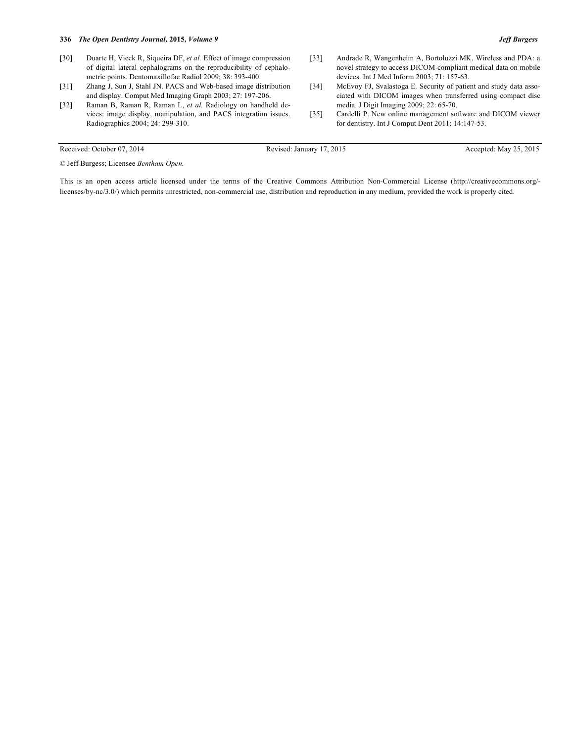[30] Duarte H, Vieck R, Siqueira DF, *et al.* Effect of image compression of digital lateral cephalograms on the reproducibility of cephalometric points. Dentomaxillofac Radiol 2009; 38: 393-400.

[31] Zhang J, Sun J, Stahl JN. PACS and Web-based image distribution and display. Comput Med Imaging Graph 2003; 27: 197-206.

[32] Raman B, Raman R, Raman L, *et al.* Radiology on handheld devices: image display, manipulation, and PACS integration issues. Radiographics 2004; 24: 299-310.

[33] Andrade R, Wangenheim A, Bortoluzzi MK. Wireless and PDA: a novel strategy to access DICOM-compliant medical data on mobile devices. Int J Med Inform 2003; 71: 157-63.

[34] McEvoy FJ, Svalastoga E. Security of patient and study data associated with DICOM images when transferred using compact disc media. J Digit Imaging 2009; 22: 65-70.

[35] Cardelli P. New online management software and DICOM viewer for dentistry. Int J Comput Dent 2011; 14:147-53.

Received: October 07, 2014 Revised: January 17, 2015 Accepted: May 25, 2015

© Jeff Burgess; Licensee *Bentham Open.*

This is an open access article licensed under the terms of the Creative Commons Attribution Non-Commercial License (http://creativecommons.org/-licenses/by-nc/3.0/) which permits unrestricted, non-commercial use, distribution and reproduction in any medium, provided the work is properly cited.